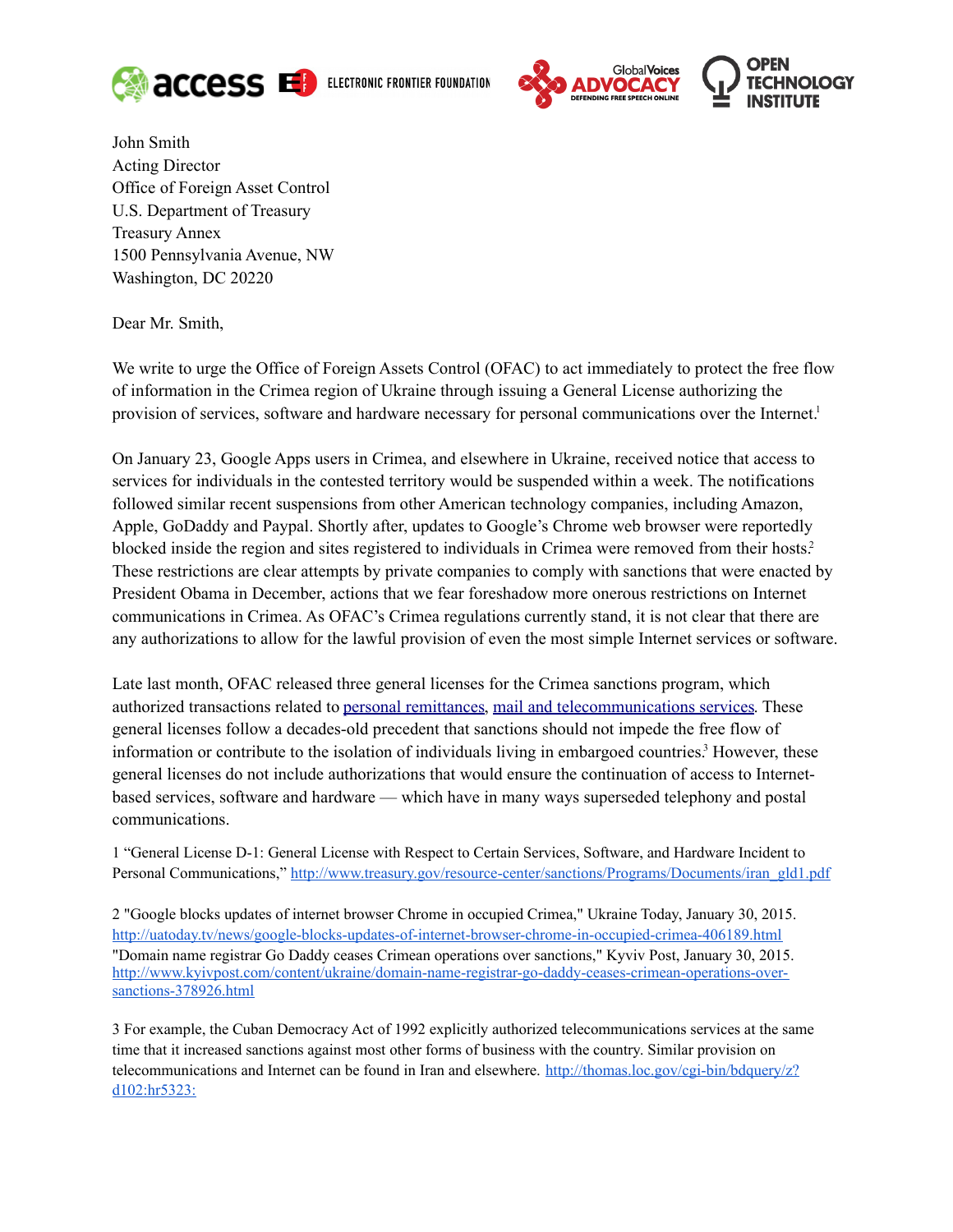access | ELECTRONIC FRONTIER FOUNDATION | GlobalVoices ADVOCACY DEFENDING FREE SPEECH ONLINE | OPEN TECHNOLOGY INSTITUTE

John Smith
Acting Director
Office of Foreign Asset Control
U.S. Department of Treasury
Treasury Annex
1500 Pennsylvania Avenue, NW
Washington, DC 20220

Dear Mr. Smith,

We write to urge the Office of Foreign Assets Control (OFAC) to act immediately to protect the free flow of information in the Crimea region of Ukraine through issuing a General License authorizing the provision of services, software and hardware necessary for personal communications over the Internet.[1]

On January 23, Google Apps users in Crimea, and elsewhere in Ukraine, received notice that access to services for individuals in the contested territory would be suspended within a week. The notifications followed similar recent suspensions from other American technology companies, including Amazon, Apple, GoDaddy and Paypal. Shortly after, updates to Google's Chrome web browser were reportedly blocked inside the region and sites registered to individuals in Crimea were removed from their hosts.[2] These restrictions are clear attempts by private companies to comply with sanctions that were enacted by President Obama in December, actions that we fear foreshadow more onerous restrictions on Internet communications in Crimea. As OFAC's Crimea regulations currently stand, it is not clear that there are any authorizations to allow for the lawful provision of even the most simple Internet services or software.

Late last month, OFAC released three general licenses for the Crimea sanctions program, which authorized transactions related to [personal remittances](), [mail and telecommunications services](). These general licenses follow a decades-old precedent that sanctions should not impede the free flow of information or contribute to the isolation of individuals living in embargoed countries.[3] However, these general licenses do not include authorizations that would ensure the continuation of access to Internet-based services, software and hardware — which have in many ways superseded telephony and postal communications.

1 "General License D-1: General License with Respect to Certain Services, Software, and Hardware Incident to Personal Communications," http://www.treasury.gov/resource-center/sanctions/Programs/Documents/iran_gld1.pdf

2 "Google blocks updates of internet browser Chrome in occupied Crimea," Ukraine Today, January 30, 2015. http://uatoday.tv/news/google-blocks-updates-of-internet-browser-chrome-in-occupied-crimea-406189.html
"Domain name registrar Go Daddy ceases Crimean operations over sanctions," Kyviv Post, January 30, 2015. http://www.kyivpost.com/content/ukraine/domain-name-registrar-go-daddy-ceases-crimean-operations-over-sanctions-378926.html

3 For example, the Cuban Democracy Act of 1992 explicitly authorized telecommunications services at the same time that it increased sanctions against most other forms of business with the country. Similar provision on telecommunications and Internet can be found in Iran and elsewhere. http://thomas.loc.gov/cgi-bin/bdquery/z?d102:hr5323: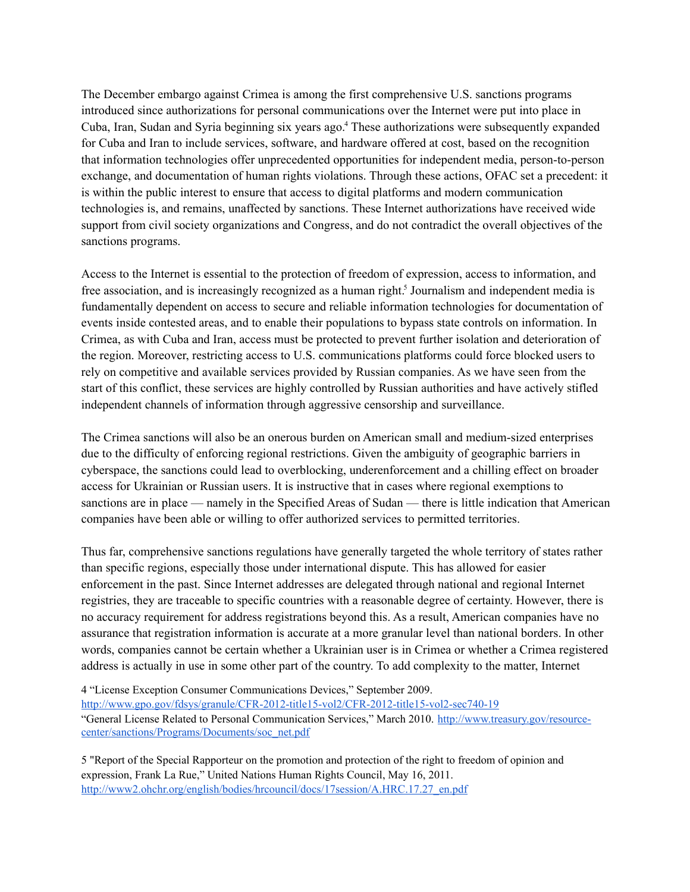The December embargo against Crimea is among the first comprehensive U.S. sanctions programs introduced since authorizations for personal communications over the Internet were put into place in Cuba, Iran, Sudan and Syria beginning six years ago.[4] These authorizations were subsequently expanded for Cuba and Iran to include services, software, and hardware offered at cost, based on the recognition that information technologies offer unprecedented opportunities for independent media, person-to-person exchange, and documentation of human rights violations. Through these actions, OFAC set a precedent: it is within the public interest to ensure that access to digital platforms and modern communication technologies is, and remains, unaffected by sanctions. These Internet authorizations have received wide support from civil society organizations and Congress, and do not contradict the overall objectives of the sanctions programs.

Access to the Internet is essential to the protection of freedom of expression, access to information, and free association, and is increasingly recognized as a human right.[5] Journalism and independent media is fundamentally dependent on access to secure and reliable information technologies for documentation of events inside contested areas, and to enable their populations to bypass state controls on information. In Crimea, as with Cuba and Iran, access must be protected to prevent further isolation and deterioration of the region. Moreover, restricting access to U.S. communications platforms could force blocked users to rely on competitive and available services provided by Russian companies. As we have seen from the start of this conflict, these services are highly controlled by Russian authorities and have actively stifled independent channels of information through aggressive censorship and surveillance.

The Crimea sanctions will also be an onerous burden on American small and medium-sized enterprises due to the difficulty of enforcing regional restrictions. Given the ambiguity of geographic barriers in cyberspace, the sanctions could lead to overblocking, underenforcement and a chilling effect on broader access for Ukrainian or Russian users. It is instructive that in cases where regional exemptions to sanctions are in place — namely in the Specified Areas of Sudan — there is little indication that American companies have been able or willing to offer authorized services to permitted territories.

Thus far, comprehensive sanctions regulations have generally targeted the whole territory of states rather than specific regions, especially those under international dispute. This has allowed for easier enforcement in the past. Since Internet addresses are delegated through national and regional Internet registries, they are traceable to specific countries with a reasonable degree of certainty. However, there is no accuracy requirement for address registrations beyond this. As a result, American companies have no assurance that registration information is accurate at a more granular level than national borders. In other words, companies cannot be certain whether a Ukrainian user is in Crimea or whether a Crimea registered address is actually in use in some other part of the country. To add complexity to the matter, Internet

4 "License Exception Consumer Communications Devices," September 2009. http://www.gpo.gov/fdsys/granule/CFR-2012-title15-vol2/CFR-2012-title15-vol2-sec740-19
"General License Related to Personal Communication Services," March 2010. http://www.treasury.gov/resource-center/sanctions/Programs/Documents/soc_net.pdf

5 "Report of the Special Rapporteur on the promotion and protection of the right to freedom of opinion and expression, Frank La Rue," United Nations Human Rights Council, May 16, 2011. http://www2.ohchr.org/english/bodies/hrcouncil/docs/17session/A.HRC.17.27_en.pdf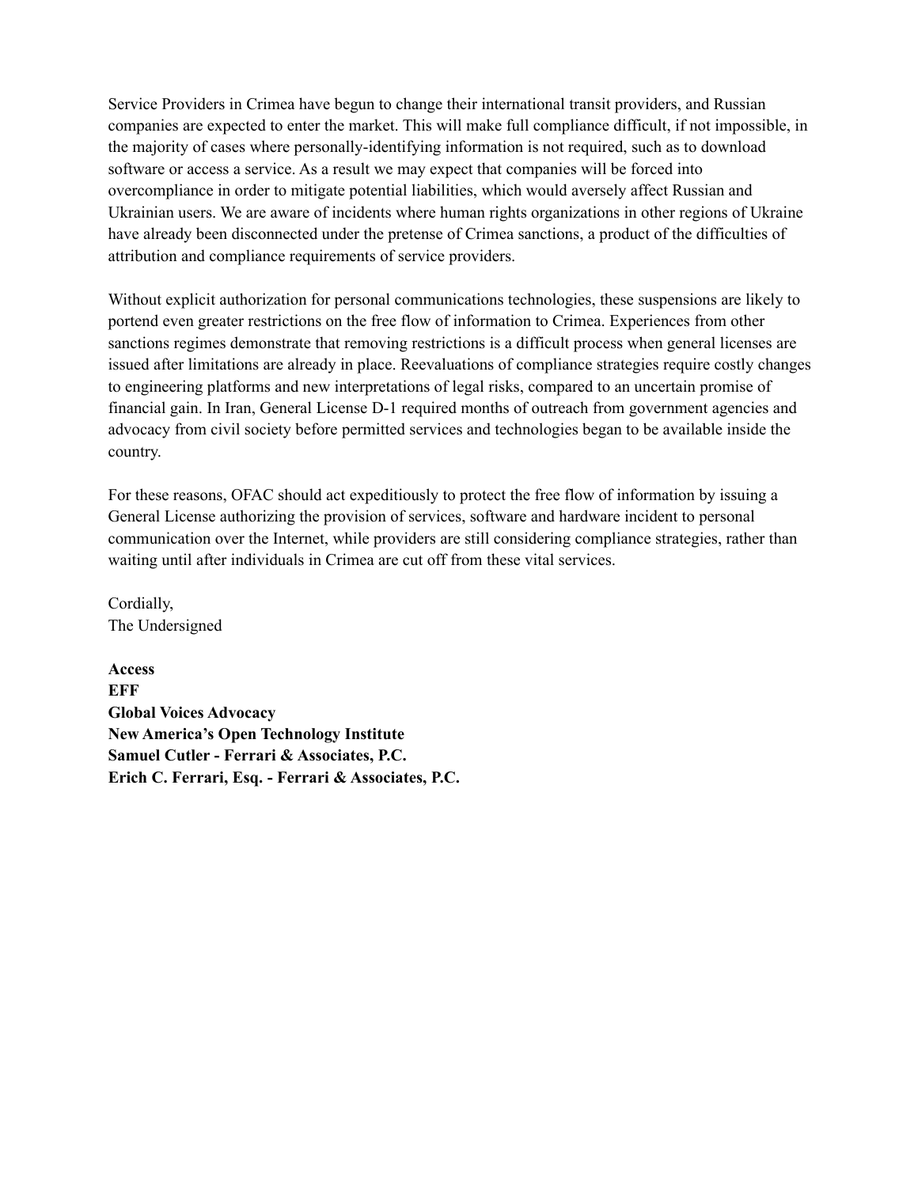Service Providers in Crimea have begun to change their international transit providers, and Russian companies are expected to enter the market. This will make full compliance difficult, if not impossible, in the majority of cases where personally-identifying information is not required, such as to download software or access a service. As a result we may expect that companies will be forced into overcompliance in order to mitigate potential liabilities, which would aversely affect Russian and Ukrainian users. We are aware of incidents where human rights organizations in other regions of Ukraine have already been disconnected under the pretense of Crimea sanctions, a product of the difficulties of attribution and compliance requirements of service providers.

Without explicit authorization for personal communications technologies, these suspensions are likely to portend even greater restrictions on the free flow of information to Crimea. Experiences from other sanctions regimes demonstrate that removing restrictions is a difficult process when general licenses are issued after limitations are already in place. Reevaluations of compliance strategies require costly changes to engineering platforms and new interpretations of legal risks, compared to an uncertain promise of financial gain. In Iran, General License D-1 required months of outreach from government agencies and advocacy from civil society before permitted services and technologies began to be available inside the country.

For these reasons, OFAC should act expeditiously to protect the free flow of information by issuing a General License authorizing the provision of services, software and hardware incident to personal communication over the Internet, while providers are still considering compliance strategies, rather than waiting until after individuals in Crimea are cut off from these vital services.

Cordially,
The Undersigned

**Access**
**EFF**
**Global Voices Advocacy**
**New America's Open Technology Institute**
**Samuel Cutler - Ferrari & Associates, P.C.**
**Erich C. Ferrari, Esq. - Ferrari & Associates, P.C.**